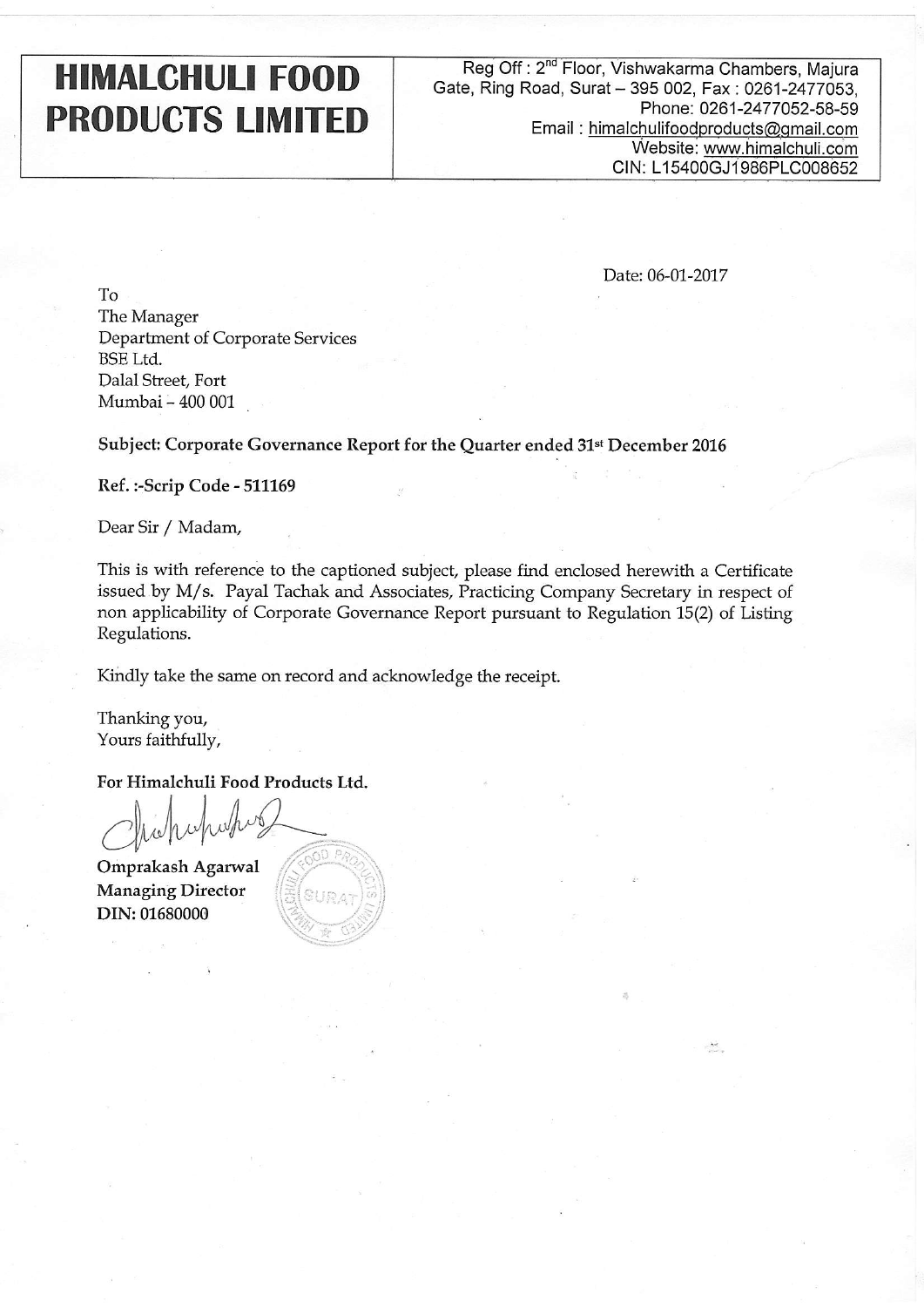# HIMALCHULI FOOD PRODUCTS LIMITED

Reg Off : 2nd Floor, Vishwakarma Chambers, Majura Gate, Ring Road, Surat – 395 002, Fax : 0261-2477053, Phone: 0261-2477052-58-59
Email : himalchulifoodproducts@gmail.com
Website: www.himalchuli.com
CIN: L15400GJ1986PLC008652

Date: 06-01-2017

To
The Manager
Department of Corporate Services
BSE Ltd.
Dalal Street, Fort
Mumbai – 400 001

**Subject: Corporate Governance Report for the Quarter ended 31st December 2016**

**Ref. :-Scrip Code - 511169**

Dear Sir / Madam,

This is with reference to the captioned subject, please find enclosed herewith a Certificate issued by M/s. Payal Tachak and Associates, Practicing Company Secretary in respect of non applicability of Corporate Governance Report pursuant to Regulation 15(2) of Listing Regulations.

Kindly take the same on record and acknowledge the receipt.

Thanking you,
Yours faithfully,

**For Himalchuli Food Products Ltd.**

**Omprakash Agarwal**
**Managing Director**
**DIN: 01680000**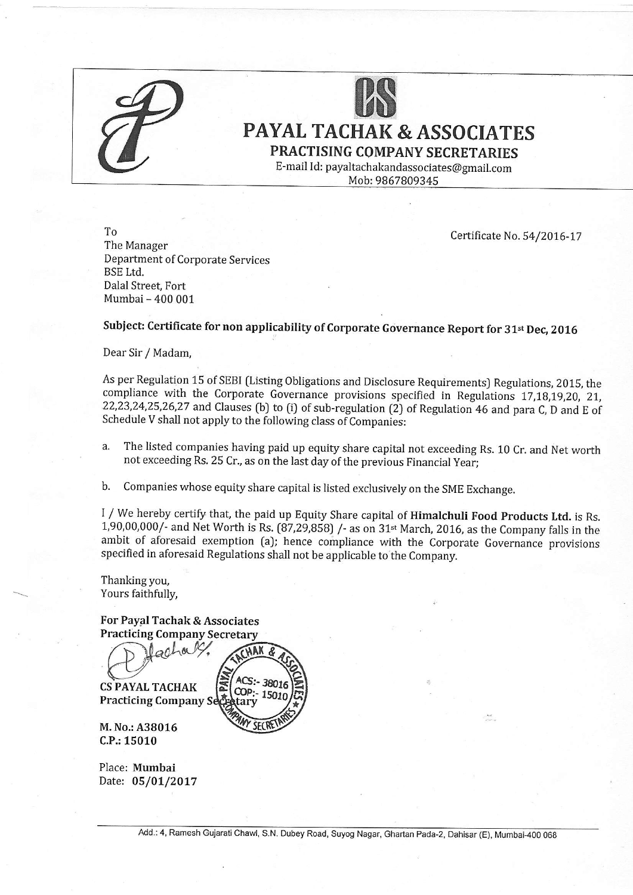# PAYAL TACHAK & ASSOCIATES

## PRACTISING COMPANY SECRETARIES

E-mail Id: payaltachakandassociates@gmail.com
Mob: 9867809345

To
The Manager
Department of Corporate Services
BSE Ltd.
Dalal Street, Fort
Mumbai – 400 001

Certificate No. 54/2016-17

**Subject: Certificate for non applicability of Corporate Governance Report for 31st Dec, 2016**

Dear Sir / Madam,

As per Regulation 15 of SEBI (Listing Obligations and Disclosure Requirements) Regulations, 2015, the compliance with the Corporate Governance provisions specified in Regulations 17,18,19,20, 21, 22,23,24,25,26,27 and Clauses (b) to (i) of sub-regulation (2) of Regulation 46 and para C, D and E of Schedule V shall not apply to the following class of Companies:

a. The listed companies having paid up equity share capital not exceeding Rs. 10 Cr. and Net worth not exceeding Rs. 25 Cr., as on the last day of the previous Financial Year;

b. Companies whose equity share capital is listed exclusively on the SME Exchange.

I / We hereby certify that, the paid up Equity Share capital of **Himalchuli Food Products Ltd.** is Rs. 1,90,00,000/- and Net Worth is Rs. (87,29,858) /- as on 31st March, 2016, as the Company falls in the ambit of aforesaid exemption (a); hence compliance with the Corporate Governance provisions specified in aforesaid Regulations shall not be applicable to the Company.

Thanking you,
Yours faithfully,

**For Payal Tachak & Associates**
**Practicing Company Secretary**

**CS PAYAL TACHAK**
**Practicing Company Secretary**

**M. No.: A38016**
**C.P.: 15010**

Place: **Mumbai**
Date: **05/01/2017**

Add.: 4, Ramesh Gujarati Chawl, S.N. Dubey Road, Suyog Nagar, Ghartan Pada-2, Dahisar (E), Mumbai-400 068